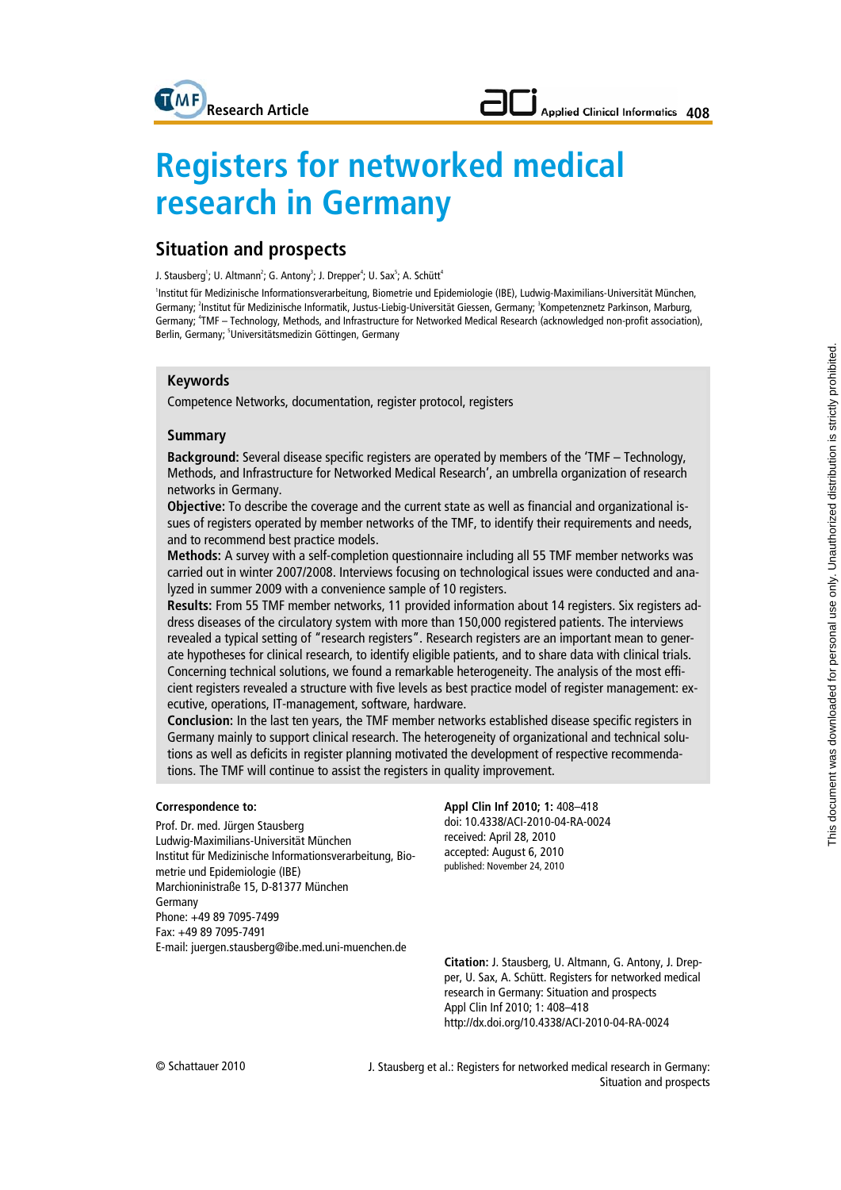# Registers for networked medical research in Germany

## Situation and prospects

J. Stausberg[1]; U. Altmann[2]; G. Antony[3]; J. Drepper[4]; U. Sax[5]; A. Schütt[4]

[1]Institut für Medizinische Informationsverarbeitung, Biometrie und Epidemiologie (IBE), Ludwig-Maximilians-Universität München, Germany; [2]Institut für Medizinische Informatik, Justus-Liebig-Universität Giessen, Germany; [3]Kompetenznetz Parkinson, Marburg, Germany; [4]TMF – Technology, Methods, and Infrastructure for Networked Medical Research (acknowledged non-profit association), Berlin, Germany; [5]Universitätsmedizin Göttingen, Germany

### Keywords

Competence Networks, documentation, register protocol, registers

### Summary

**Background:** Several disease specific registers are operated by members of the 'TMF – Technology, Methods, and Infrastructure for Networked Medical Research', an umbrella organization of research networks in Germany.

**Objective:** To describe the coverage and the current state as well as financial and organizational issues of registers operated by member networks of the TMF, to identify their requirements and needs, and to recommend best practice models.

**Methods:** A survey with a self-completion questionnaire including all 55 TMF member networks was carried out in winter 2007/2008. Interviews focusing on technological issues were conducted and analyzed in summer 2009 with a convenience sample of 10 registers.

**Results:** From 55 TMF member networks, 11 provided information about 14 registers. Six registers address diseases of the circulatory system with more than 150,000 registered patients. The interviews revealed a typical setting of "research registers". Research registers are an important mean to generate hypotheses for clinical research, to identify eligible patients, and to share data with clinical trials. Concerning technical solutions, we found a remarkable heterogeneity. The analysis of the most efficient registers revealed a structure with five levels as best practice model of register management: executive, operations, IT-management, software, hardware.

**Conclusion:** In the last ten years, the TMF member networks established disease specific registers in Germany mainly to support clinical research. The heterogeneity of organizational and technical solutions as well as deficits in register planning motivated the development of respective recommendations. The TMF will continue to assist the registers in quality improvement.

**Correspondence to:**

Prof. Dr. med. Jürgen Stausberg
Ludwig-Maximilians-Universität München
Institut für Medizinische Informationsverarbeitung, Biometrie und Epidemiologie (IBE)
Marchioninistraße 15, D-81377 München
Germany
Phone: +49 89 7095-7499
Fax: +49 89 7095-7491
E-mail: juergen.stausberg@ibe.med.uni-muenchen.de

**Appl Clin Inf 2010; 1:** 408–418
doi: 10.4338/ACI-2010-04-RA-0024
received: April 28, 2010
accepted: August 6, 2010
published: November 24, 2010

**Citation:** J. Stausberg, U. Altmann, G. Antony, J. Drepper, U. Sax, A. Schütt. Registers for networked medical research in Germany: Situation and prospects
Appl Clin Inf 2010; 1: 408–418
http://dx.doi.org/10.4338/ACI-2010-04-RA-0024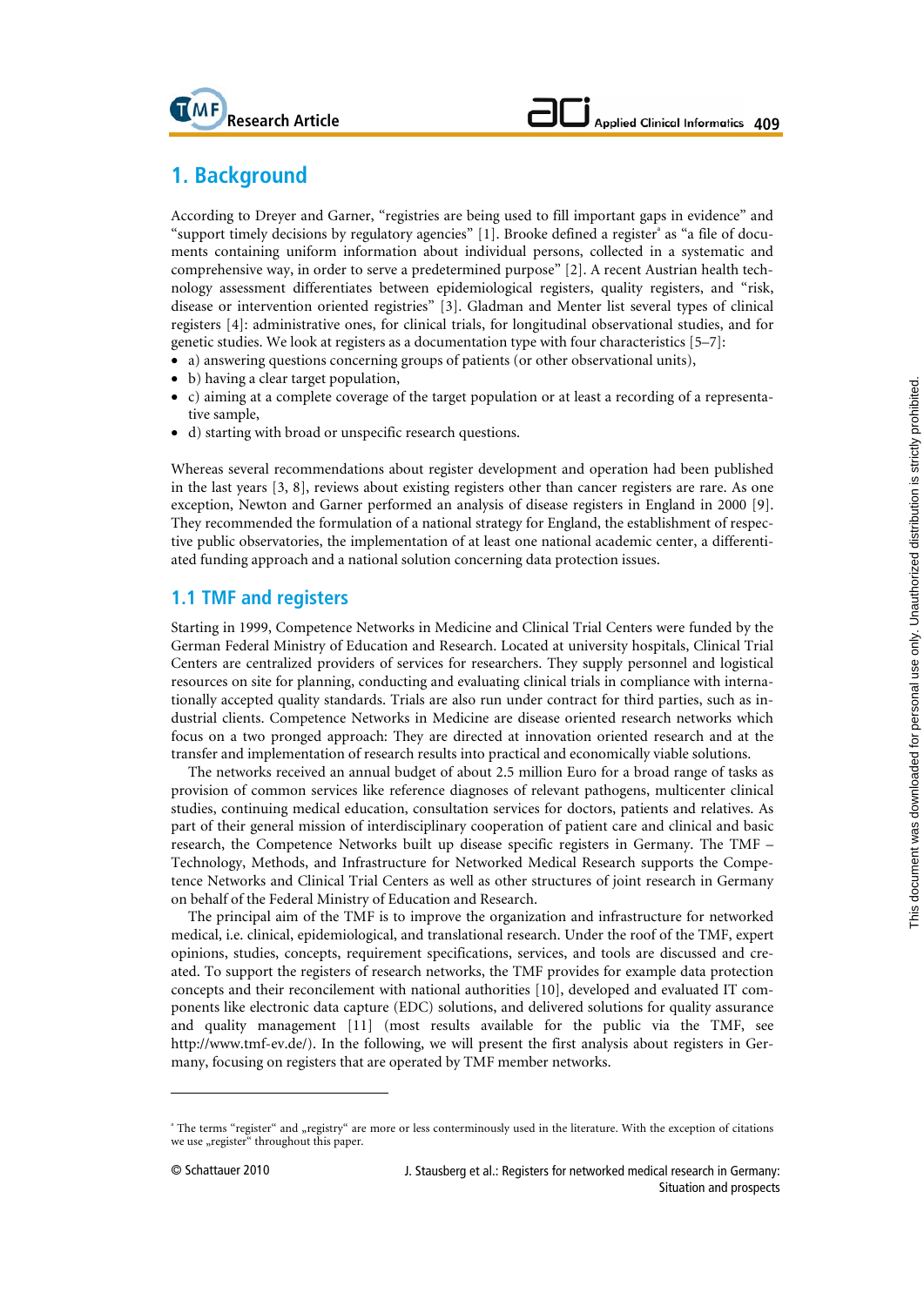# 1. Background

According to Dreyer and Garner, "registries are being used to fill important gaps in evidence" and "support timely decisions by regulatory agencies" [1]. Brooke defined a register[a] as "a file of documents containing uniform information about individual persons, collected in a systematic and comprehensive way, in order to serve a predetermined purpose" [2]. A recent Austrian health technology assessment differentiates between epidemiological registers, quality registers, and "risk, disease or intervention oriented registries" [3]. Gladman and Menter list several types of clinical registers [4]: administrative ones, for clinical trials, for longitudinal observational studies, and for genetic studies. We look at registers as a documentation type with four characteristics [5–7]:

- a) answering questions concerning groups of patients (or other observational units),
- b) having a clear target population,
- c) aiming at a complete coverage of the target population or at least a recording of a representative sample,
- d) starting with broad or unspecific research questions.

Whereas several recommendations about register development and operation had been published in the last years [3, 8], reviews about existing registers other than cancer registers are rare. As one exception, Newton and Garner performed an analysis of disease registers in England in 2000 [9]. They recommended the formulation of a national strategy for England, the establishment of respective public observatories, the implementation of at least one national academic center, a differentiated funding approach and a national solution concerning data protection issues.

## 1.1 TMF and registers

Starting in 1999, Competence Networks in Medicine and Clinical Trial Centers were funded by the German Federal Ministry of Education and Research. Located at university hospitals, Clinical Trial Centers are centralized providers of services for researchers. They supply personnel and logistical resources on site for planning, conducting and evaluating clinical trials in compliance with internationally accepted quality standards. Trials are also run under contract for third parties, such as industrial clients. Competence Networks in Medicine are disease oriented research networks which focus on a two pronged approach: They are directed at innovation oriented research and at the transfer and implementation of research results into practical and economically viable solutions.

The networks received an annual budget of about 2.5 million Euro for a broad range of tasks as provision of common services like reference diagnoses of relevant pathogens, multicenter clinical studies, continuing medical education, consultation services for doctors, patients and relatives. As part of their general mission of interdisciplinary cooperation of patient care and clinical and basic research, the Competence Networks built up disease specific registers in Germany. The TMF – Technology, Methods, and Infrastructure for Networked Medical Research supports the Competence Networks and Clinical Trial Centers as well as other structures of joint research in Germany on behalf of the Federal Ministry of Education and Research.

The principal aim of the TMF is to improve the organization and infrastructure for networked medical, i.e. clinical, epidemiological, and translational research. Under the roof of the TMF, expert opinions, studies, concepts, requirement specifications, services, and tools are discussed and created. To support the registers of research networks, the TMF provides for example data protection concepts and their reconcilement with national authorities [10], developed and evaluated IT components like electronic data capture (EDC) solutions, and delivered solutions for quality assurance and quality management [11] (most results available for the public via the TMF, see http://www.tmf-ev.de/). In the following, we will present the first analysis about registers in Germany, focusing on registers that are operated by TMF member networks.

---

[a] The terms "register" and „registry" are more or less conterminously used in the literature. With the exception of citations we use „register" throughout this paper.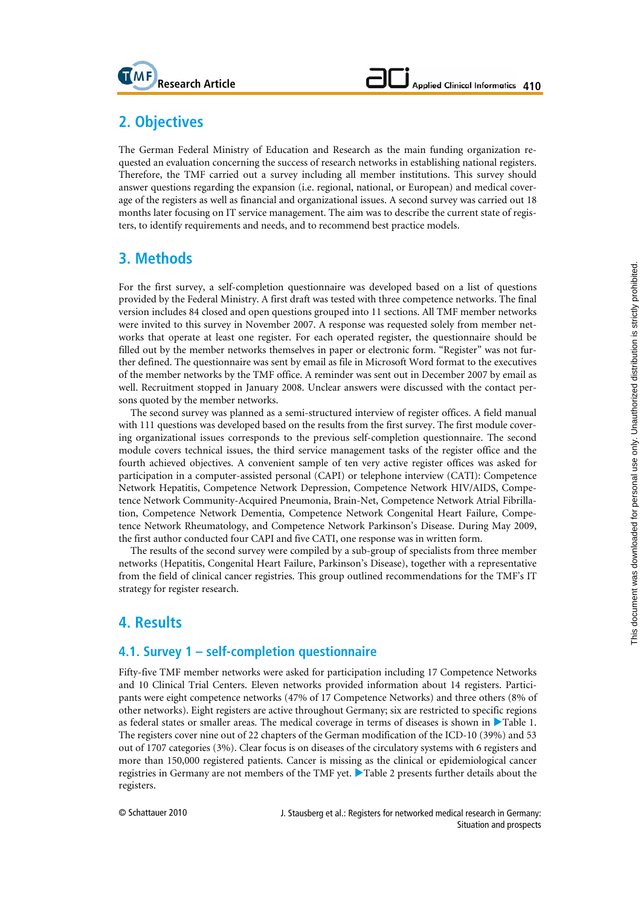## 2. Objectives

The German Federal Ministry of Education and Research as the main funding organization requested an evaluation concerning the success of research networks in establishing national registers. Therefore, the TMF carried out a survey including all member institutions. This survey should answer questions regarding the expansion (i.e. regional, national, or European) and medical coverage of the registers as well as financial and organizational issues. A second survey was carried out 18 months later focusing on IT service management. The aim was to describe the current state of registers, to identify requirements and needs, and to recommend best practice models.

## 3. Methods

For the first survey, a self-completion questionnaire was developed based on a list of questions provided by the Federal Ministry. A first draft was tested with three competence networks. The final version includes 84 closed and open questions grouped into 11 sections. All TMF member networks were invited to this survey in November 2007. A response was requested solely from member networks that operate at least one register. For each operated register, the questionnaire should be filled out by the member networks themselves in paper or electronic form. "Register" was not further defined. The questionnaire was sent by email as file in Microsoft Word format to the executives of the member networks by the TMF office. A reminder was sent out in December 2007 by email as well. Recruitment stopped in January 2008. Unclear answers were discussed with the contact persons quoted by the member networks.

The second survey was planned as a semi-structured interview of register offices. A field manual with 111 questions was developed based on the results from the first survey. The first module covering organizational issues corresponds to the previous self-completion questionnaire. The second module covers technical issues, the third service management tasks of the register office and the fourth achieved objectives. A convenient sample of ten very active register offices was asked for participation in a computer-assisted personal (CAPI) or telephone interview (CATI): Competence Network Hepatitis, Competence Network Depression, Competence Network HIV/AIDS, Competence Network Community-Acquired Pneumonia, Brain-Net, Competence Network Atrial Fibrillation, Competence Network Dementia, Competence Network Congenital Heart Failure, Competence Network Rheumatology, and Competence Network Parkinson's Disease. During May 2009, the first author conducted four CAPI and five CATI, one response was in written form.

The results of the second survey were compiled by a sub-group of specialists from three member networks (Hepatitis, Congenital Heart Failure, Parkinson's Disease), together with a representative from the field of clinical cancer registries. This group outlined recommendations for the TMF's IT strategy for register research.

## 4. Results

### 4.1. Survey 1 – self-completion questionnaire

Fifty-five TMF member networks were asked for participation including 17 Competence Networks and 10 Clinical Trial Centers. Eleven networks provided information about 14 registers. Participants were eight competence networks (47% of 17 Competence Networks) and three others (8% of other networks). Eight registers are active throughout Germany; six are restricted to specific regions as federal states or smaller areas. The medical coverage in terms of diseases is shown in ▶Table 1. The registers cover nine out of 22 chapters of the German modification of the ICD-10 (39%) and 53 out of 1707 categories (3%). Clear focus is on diseases of the circulatory systems with 6 registers and more than 150,000 registered patients. Cancer is missing as the clinical or epidemiological cancer registries in Germany are not members of the TMF yet. ▶Table 2 presents further details about the registers.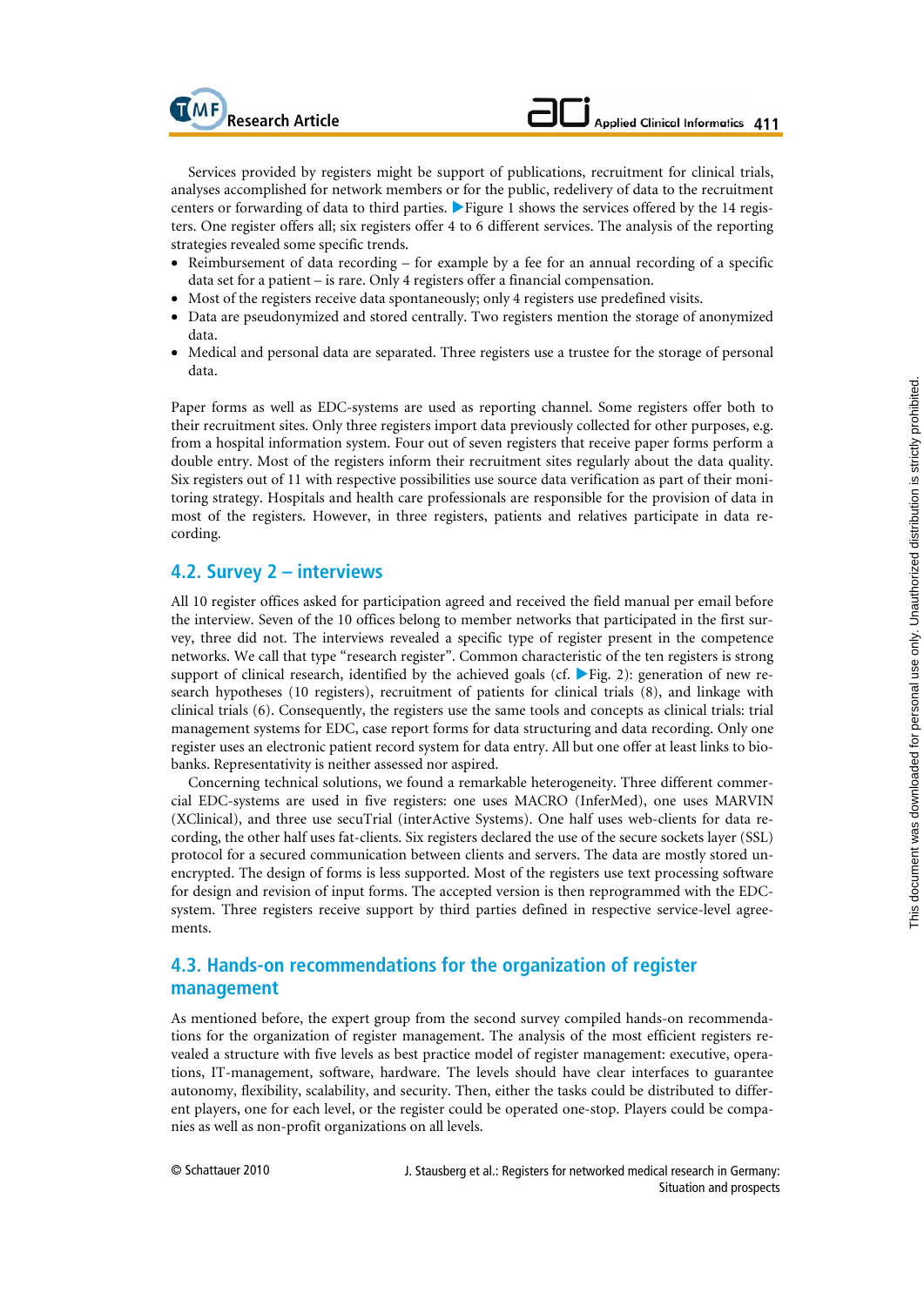Services provided by registers might be support of publications, recruitment for clinical trials, analyses accomplished for network members or for the public, redelivery of data to the recruitment centers or forwarding of data to third parties. ▶Figure 1 shows the services offered by the 14 registers. One register offers all; six registers offer 4 to 6 different services. The analysis of the reporting strategies revealed some specific trends.

- Reimbursement of data recording – for example by a fee for an annual recording of a specific data set for a patient – is rare. Only 4 registers offer a financial compensation.
- Most of the registers receive data spontaneously; only 4 registers use predefined visits.
- Data are pseudonymized and stored centrally. Two registers mention the storage of anonymized data.
- Medical and personal data are separated. Three registers use a trustee for the storage of personal data.

Paper forms as well as EDC-systems are used as reporting channel. Some registers offer both to their recruitment sites. Only three registers import data previously collected for other purposes, e.g. from a hospital information system. Four out of seven registers that receive paper forms perform a double entry. Most of the registers inform their recruitment sites regularly about the data quality. Six registers out of 11 with respective possibilities use source data verification as part of their monitoring strategy. Hospitals and health care professionals are responsible for the provision of data in most of the registers. However, in three registers, patients and relatives participate in data recording.

## 4.2. Survey 2 – interviews

All 10 register offices asked for participation agreed and received the field manual per email before the interview. Seven of the 10 offices belong to member networks that participated in the first survey, three did not. The interviews revealed a specific type of register present in the competence networks. We call that type "research register". Common characteristic of the ten registers is strong support of clinical research, identified by the achieved goals (cf. ▶Fig. 2): generation of new research hypotheses (10 registers), recruitment of patients for clinical trials (8), and linkage with clinical trials (6). Consequently, the registers use the same tools and concepts as clinical trials: trial management systems for EDC, case report forms for data structuring and data recording. Only one register uses an electronic patient record system for data entry. All but one offer at least links to biobanks. Representativity is neither assessed nor aspired.

Concerning technical solutions, we found a remarkable heterogeneity. Three different commercial EDC-systems are used in five registers: one uses MACRO (InferMed), one uses MARVIN (XClinical), and three use secuTrial (interActive Systems). One half uses web-clients for data recording, the other half uses fat-clients. Six registers declared the use of the secure sockets layer (SSL) protocol for a secured communication between clients and servers. The data are mostly stored unencrypted. The design of forms is less supported. Most of the registers use text processing software for design and revision of input forms. The accepted version is then reprogrammed with the EDC-system. Three registers receive support by third parties defined in respective service-level agreements.

## 4.3. Hands-on recommendations for the organization of register management

As mentioned before, the expert group from the second survey compiled hands-on recommendations for the organization of register management. The analysis of the most efficient registers revealed a structure with five levels as best practice model of register management: executive, operations, IT-management, software, hardware. The levels should have clear interfaces to guarantee autonomy, flexibility, scalability, and security. Then, either the tasks could be distributed to different players, one for each level, or the register could be operated one-stop. Players could be companies as well as non-profit organizations on all levels.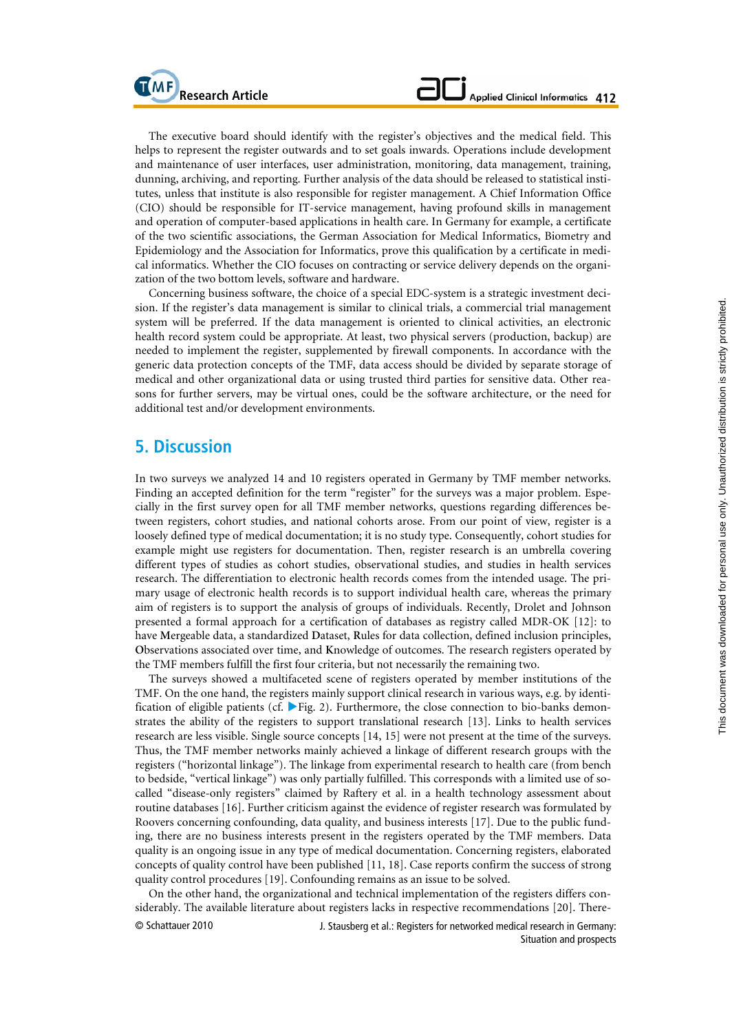The executive board should identify with the register's objectives and the medical field. This helps to represent the register outwards and to set goals inwards. Operations include development and maintenance of user interfaces, user administration, monitoring, data management, training, dunning, archiving, and reporting. Further analysis of the data should be released to statistical institutes, unless that institute is also responsible for register management. A Chief Information Office (CIO) should be responsible for IT-service management, having profound skills in management and operation of computer-based applications in health care. In Germany for example, a certificate of the two scientific associations, the German Association for Medical Informatics, Biometry and Epidemiology and the Association for Informatics, prove this qualification by a certificate in medical informatics. Whether the CIO focuses on contracting or service delivery depends on the organization of the two bottom levels, software and hardware.

Concerning business software, the choice of a special EDC-system is a strategic investment decision. If the register's data management is similar to clinical trials, a commercial trial management system will be preferred. If the data management is oriented to clinical activities, an electronic health record system could be appropriate. At least, two physical servers (production, backup) are needed to implement the register, supplemented by firewall components. In accordance with the generic data protection concepts of the TMF, data access should be divided by separate storage of medical and other organizational data or using trusted third parties for sensitive data. Other reasons for further servers, may be virtual ones, could be the software architecture, or the need for additional test and/or development environments.

## 5. Discussion

In two surveys we analyzed 14 and 10 registers operated in Germany by TMF member networks. Finding an accepted definition for the term "register" for the surveys was a major problem. Especially in the first survey open for all TMF member networks, questions regarding differences between registers, cohort studies, and national cohorts arose. From our point of view, register is a loosely defined type of medical documentation; it is no study type. Consequently, cohort studies for example might use registers for documentation. Then, register research is an umbrella covering different types of studies as cohort studies, observational studies, and studies in health services research. The differentiation to electronic health records comes from the intended usage. The primary usage of electronic health records is to support individual health care, whereas the primary aim of registers is to support the analysis of groups of individuals. Recently, Drolet and Johnson presented a formal approach for a certification of databases as registry called MDR-OK [12]: to have **M**ergeable data, a standardized **D**ataset, **R**ules for data collection, defined inclusion principles, **O**bservations associated over time, and **K**nowledge of outcomes. The research registers operated by the TMF members fulfill the first four criteria, but not necessarily the remaining two.

The surveys showed a multifaceted scene of registers operated by member institutions of the TMF. On the one hand, the registers mainly support clinical research in various ways, e.g. by identification of eligible patients (cf. ▶Fig. 2). Furthermore, the close connection to bio-banks demonstrates the ability of the registers to support translational research [13]. Links to health services research are less visible. Single source concepts [14, 15] were not present at the time of the surveys. Thus, the TMF member networks mainly achieved a linkage of different research groups with the registers ("horizontal linkage"). The linkage from experimental research to health care (from bench to bedside, "vertical linkage") was only partially fulfilled. This corresponds with a limited use of so-called "disease-only registers" claimed by Raftery et al. in a health technology assessment about routine databases [16]. Further criticism against the evidence of register research was formulated by Roovers concerning confounding, data quality, and business interests [17]. Due to the public funding, there are no business interests present in the registers operated by the TMF members. Data quality is an ongoing issue in any type of medical documentation. Concerning registers, elaborated concepts of quality control have been published [11, 18]. Case reports confirm the success of strong quality control procedures [19]. Confounding remains as an issue to be solved.

On the other hand, the organizational and technical implementation of the registers differs considerably. The available literature about registers lacks in respective recommendations [20]. There-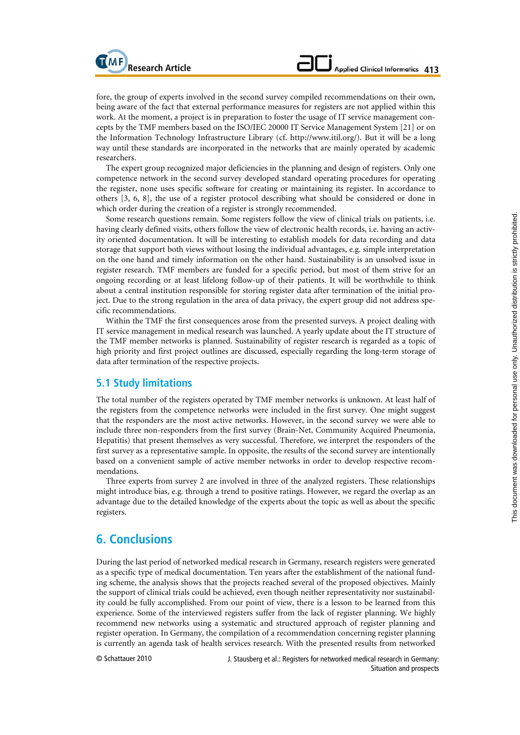fore, the group of experts involved in the second survey compiled recommendations on their own, being aware of the fact that external performance measures for registers are not applied within this work. At the moment, a project is in preparation to foster the usage of IT service management concepts by the TMF members based on the ISO/IEC 20000 IT Service Management System [21] or on the Information Technology Infrastructure Library (cf. http://www.itil.org/). But it will be a long way until these standards are incorporated in the networks that are mainly operated by academic researchers.

The expert group recognized major deficiencies in the planning and design of registers. Only one competence network in the second survey developed standard operating procedures for operating the register, none uses specific software for creating or maintaining its register. In accordance to others [3, 6, 8], the use of a register protocol describing what should be considered or done in which order during the creation of a register is strongly recommended.

Some research questions remain. Some registers follow the view of clinical trials on patients, i.e. having clearly defined visits, others follow the view of electronic health records, i.e. having an activity oriented documentation. It will be interesting to establish models for data recording and data storage that support both views without losing the individual advantages, e.g. simple interpretation on the one hand and timely information on the other hand. Sustainability is an unsolved issue in register research. TMF members are funded for a specific period, but most of them strive for an ongoing recording or at least lifelong follow-up of their patients. It will be worthwhile to think about a central institution responsible for storing register data after termination of the initial project. Due to the strong regulation in the area of data privacy, the expert group did not address specific recommendations.

Within the TMF the first consequences arose from the presented surveys. A project dealing with IT service management in medical research was launched. A yearly update about the IT structure of the TMF member networks is planned. Sustainability of register research is regarded as a topic of high priority and first project outlines are discussed, especially regarding the long-term storage of data after termination of the respective projects.

### 5.1 Study limitations

The total number of the registers operated by TMF member networks is unknown. At least half of the registers from the competence networks were included in the first survey. One might suggest that the responders are the most active networks. However, in the second survey we were able to include three non-responders from the first survey (Brain-Net, Community Acquired Pneumonia, Hepatitis) that present themselves as very successful. Therefore, we interpret the responders of the first survey as a representative sample. In opposite, the results of the second survey are intentionally based on a convenient sample of active member networks in order to develop respective recommendations.

Three experts from survey 2 are involved in three of the analyzed registers. These relationships might introduce bias, e.g. through a trend to positive ratings. However, we regard the overlap as an advantage due to the detailed knowledge of the experts about the topic as well as about the specific registers.

## 6. Conclusions

During the last period of networked medical research in Germany, research registers were generated as a specific type of medical documentation. Ten years after the establishment of the national funding scheme, the analysis shows that the projects reached several of the proposed objectives. Mainly the support of clinical trials could be achieved, even though neither representativity nor sustainability could be fully accomplished. From our point of view, there is a lesson to be learned from this experience. Some of the interviewed registers suffer from the lack of register planning. We highly recommend new networks using a systematic and structured approach of register planning and register operation. In Germany, the compilation of a recommendation concerning register planning is currently an agenda task of health services research. With the presented results from networked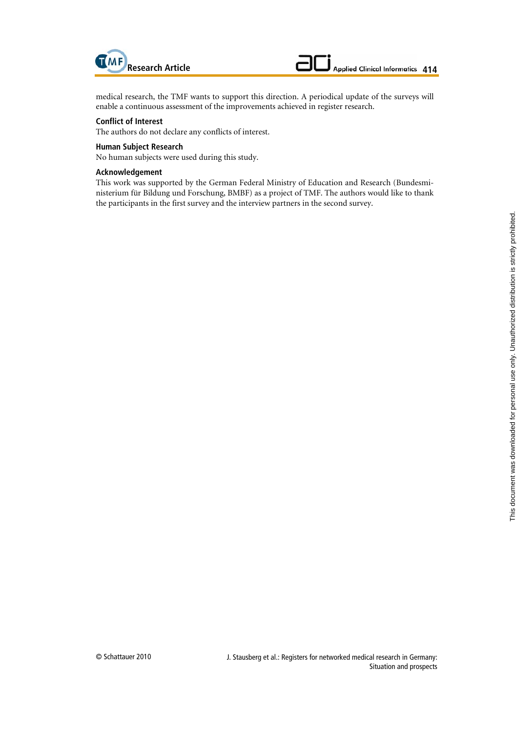medical research, the TMF wants to support this direction. A periodical update of the surveys will enable a continuous assessment of the improvements achieved in register research.

### Conflict of Interest

The authors do not declare any conflicts of interest.

### Human Subject Research

No human subjects were used during this study.

### Acknowledgement

This work was supported by the German Federal Ministry of Education and Research (Bundesministerium für Bildung und Forschung, BMBF) as a project of TMF. The authors would like to thank the participants in the first survey and the interview partners in the second survey.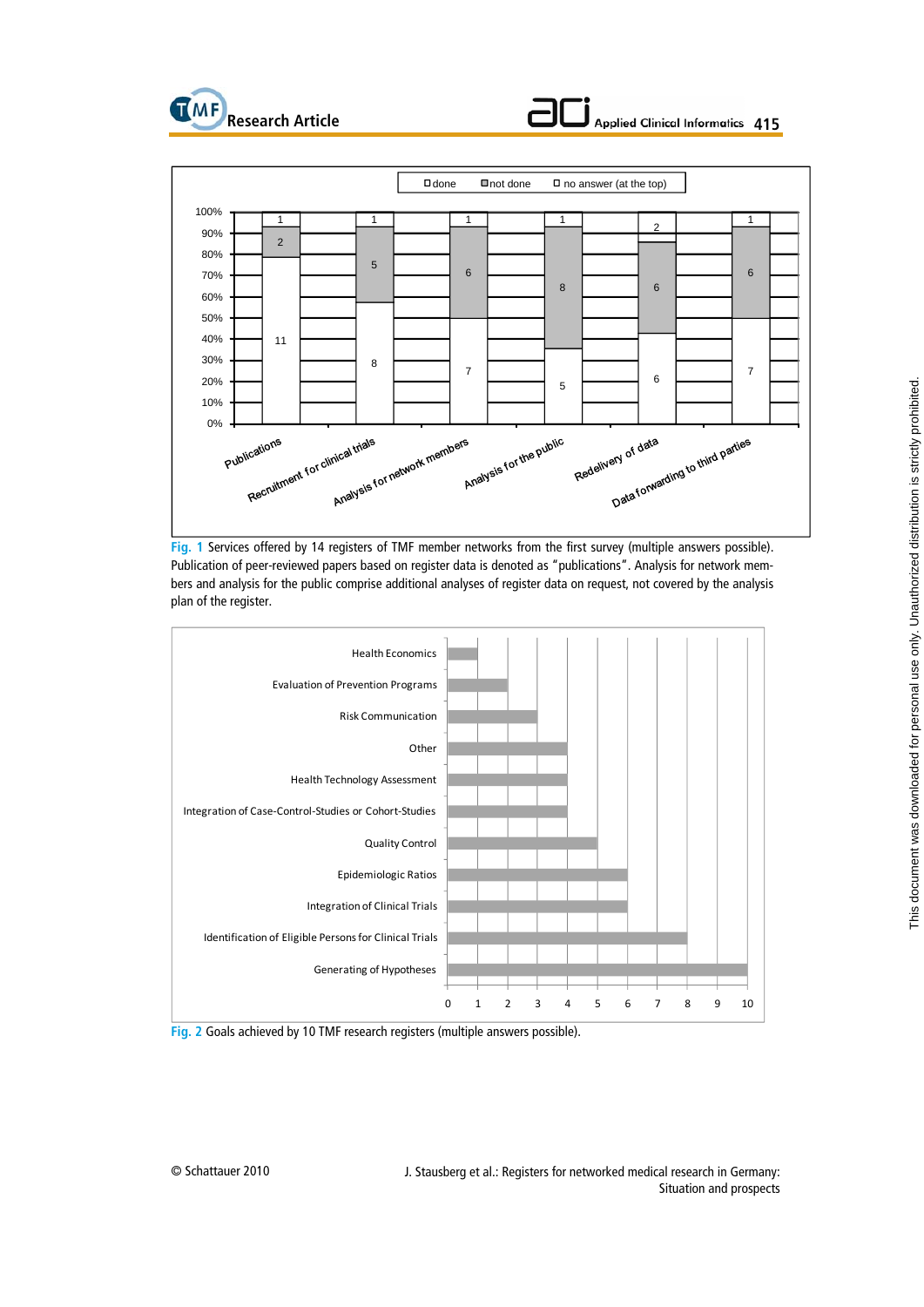| | done | not done | no answer (at the top) |
|---|---|---|---|
| Publications | 11 | 2 | 1 |
| Recruitment for clinical trials | 8 | 5 | 1 |
| Analysis for network members | 7 | 6 | 1 |
| Analysis for the public | 5 | 8 | 1 |
| Redelivery of data | 6 | 6 | 2 |
| Data forwarding to third parties | 7 | 6 | 1 |

Fig. 1 Services offered by 14 registers of TMF member networks from the first survey (multiple answers possible). Publication of peer-reviewed papers based on register data is denoted as "publications". Analysis for network members and analysis for the public comprise additional analyses of register data on request, not covered by the analysis plan of the register.

| Goal | Number of registers |
|---|---|
| Health Economics | 1 |
| Evaluation of Prevention Programs | 2 |
| Risk Communication | 3 |
| Other | 4 |
| Health Technology Assessment | 4 |
| Integration of Case-Control-Studies or Cohort-Studies | 4 |
| Quality Control | 5 |
| Epidemiologic Ratios | 6 |
| Integration of Clinical Trials | 6 |
| Identification of Eligible Persons for Clinical Trials | 8 |
| Generating of Hypotheses | 10 |

Fig. 2 Goals achieved by 10 TMF research registers (multiple answers possible).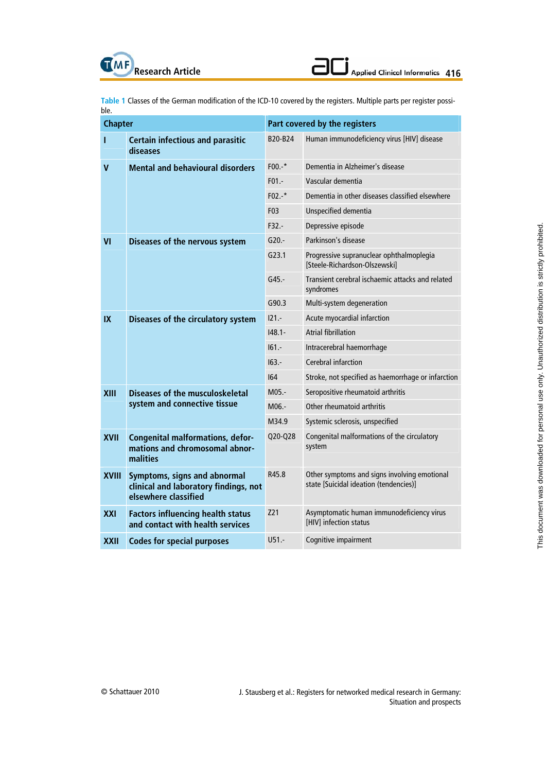**Table 1** Classes of the German modification of the ICD-10 covered by the registers. Multiple parts per register possible.

| Chapter | | Part covered by the registers | |
|---|---|---|---|
| I | Certain infectious and parasitic diseases | B20-B24 | Human immunodeficiency virus [HIV] disease |
| V | Mental and behavioural disorders | F00.-* | Dementia in Alzheimer's disease |
| | | F01.- | Vascular dementia |
| | | F02.-* | Dementia in other diseases classified elsewhere |
| | | F03 | Unspecified dementia |
| | | F32.- | Depressive episode |
| VI | Diseases of the nervous system | G20.- | Parkinson's disease |
| | | G23.1 | Progressive supranuclear ophthalmoplegia [Steele-Richardson-Olszewski] |
| | | G45.- | Transient cerebral ischaemic attacks and related syndromes |
| | | G90.3 | Multi-system degeneration |
| IX | Diseases of the circulatory system | I21.- | Acute myocardial infarction |
| | | I48.1- | Atrial fibrillation |
| | | I61.- | Intracerebral haemorrhage |
| | | I63.- | Cerebral infarction |
| | | I64 | Stroke, not specified as haemorrhage or infarction |
| XIII | Diseases of the musculoskeletal system and connective tissue | M05.- | Seropositive rheumatoid arthritis |
| | | M06.- | Other rheumatoid arthritis |
| | | M34.9 | Systemic sclerosis, unspecified |
| XVII | Congenital malformations, deformations and chromosomal abnormalities | Q20-Q28 | Congenital malformations of the circulatory system |
| XVIII | Symptoms, signs and abnormal clinical and laboratory findings, not elsewhere classified | R45.8 | Other symptoms and signs involving emotional state [Suicidal ideation (tendencies)] |
| XXI | Factors influencing health status and contact with health services | Z21 | Asymptomatic human immunodeficiency virus [HIV] infection status |
| XXII | Codes for special purposes | U51.- | Cognitive impairment |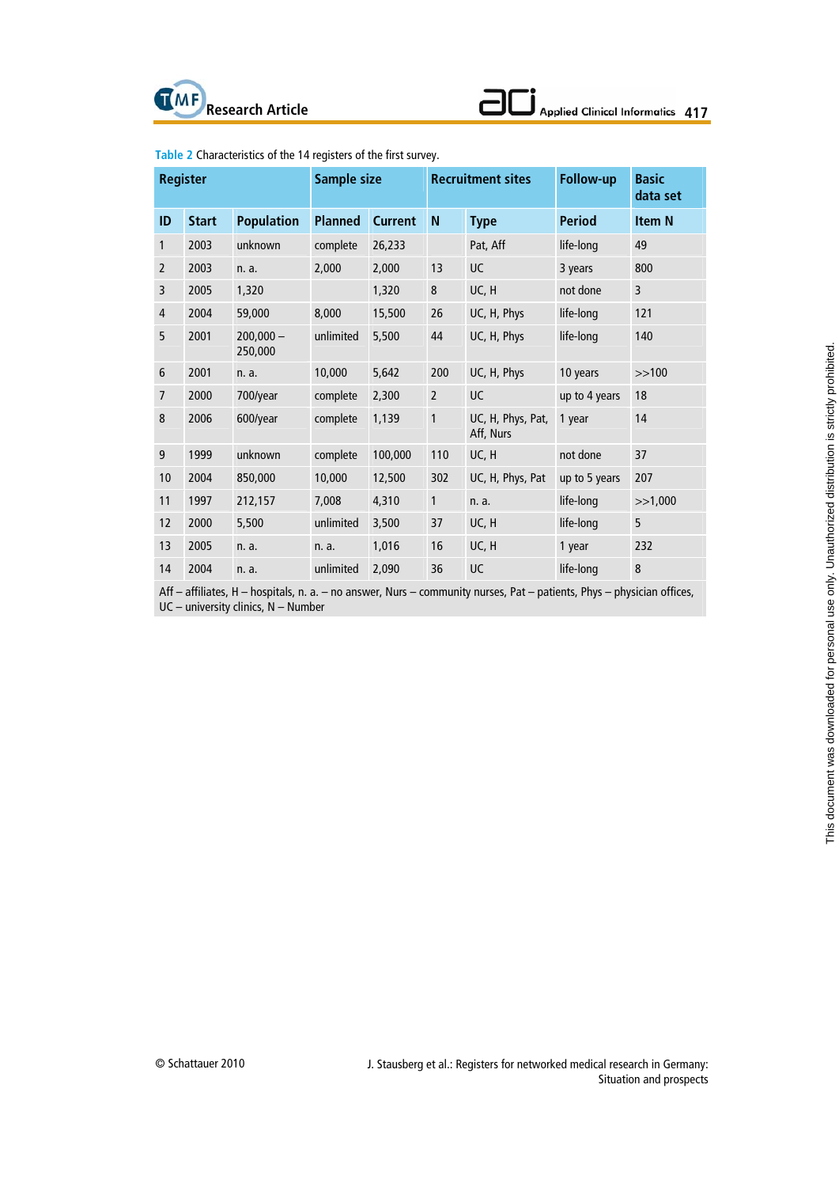**Table 2** Characteristics of the 14 registers of the first survey.

| Register | | | Sample size | | Recruitment sites | | Follow-up | Basic data set |
|---|---|---|---|---|---|---|---|---|
| ID | Start | Population | Planned | Current | N | Type | Period | Item N |
| 1 | 2003 | unknown | complete | 26,233 | | Pat, Aff | life-long | 49 |
| 2 | 2003 | n. a. | 2,000 | 2,000 | 13 | UC | 3 years | 800 |
| 3 | 2005 | 1,320 | | 1,320 | 8 | UC, H | not done | 3 |
| 4 | 2004 | 59,000 | 8,000 | 15,500 | 26 | UC, H, Phys | life-long | 121 |
| 5 | 2001 | 200,000 – 250,000 | unlimited | 5,500 | 44 | UC, H, Phys | life-long | 140 |
| 6 | 2001 | n. a. | 10,000 | 5,642 | 200 | UC, H, Phys | 10 years | >>100 |
| 7 | 2000 | 700/year | complete | 2,300 | 2 | UC | up to 4 years | 18 |
| 8 | 2006 | 600/year | complete | 1,139 | 1 | UC, H, Phys, Pat, Aff, Nurs | 1 year | 14 |
| 9 | 1999 | unknown | complete | 100,000 | 110 | UC, H | not done | 37 |
| 10 | 2004 | 850,000 | 10,000 | 12,500 | 302 | UC, H, Phys, Pat | up to 5 years | 207 |
| 11 | 1997 | 212,157 | 7,008 | 4,310 | 1 | n. a. | life-long | >>1,000 |
| 12 | 2000 | 5,500 | unlimited | 3,500 | 37 | UC, H | life-long | 5 |
| 13 | 2005 | n. a. | n. a. | 1,016 | 16 | UC, H | 1 year | 232 |
| 14 | 2004 | n. a. | unlimited | 2,090 | 36 | UC | life-long | 8 |

Aff – affiliates, H – hospitals, n. a. – no answer, Nurs – community nurses, Pat – patients, Phys – physician offices, UC – university clinics, N – Number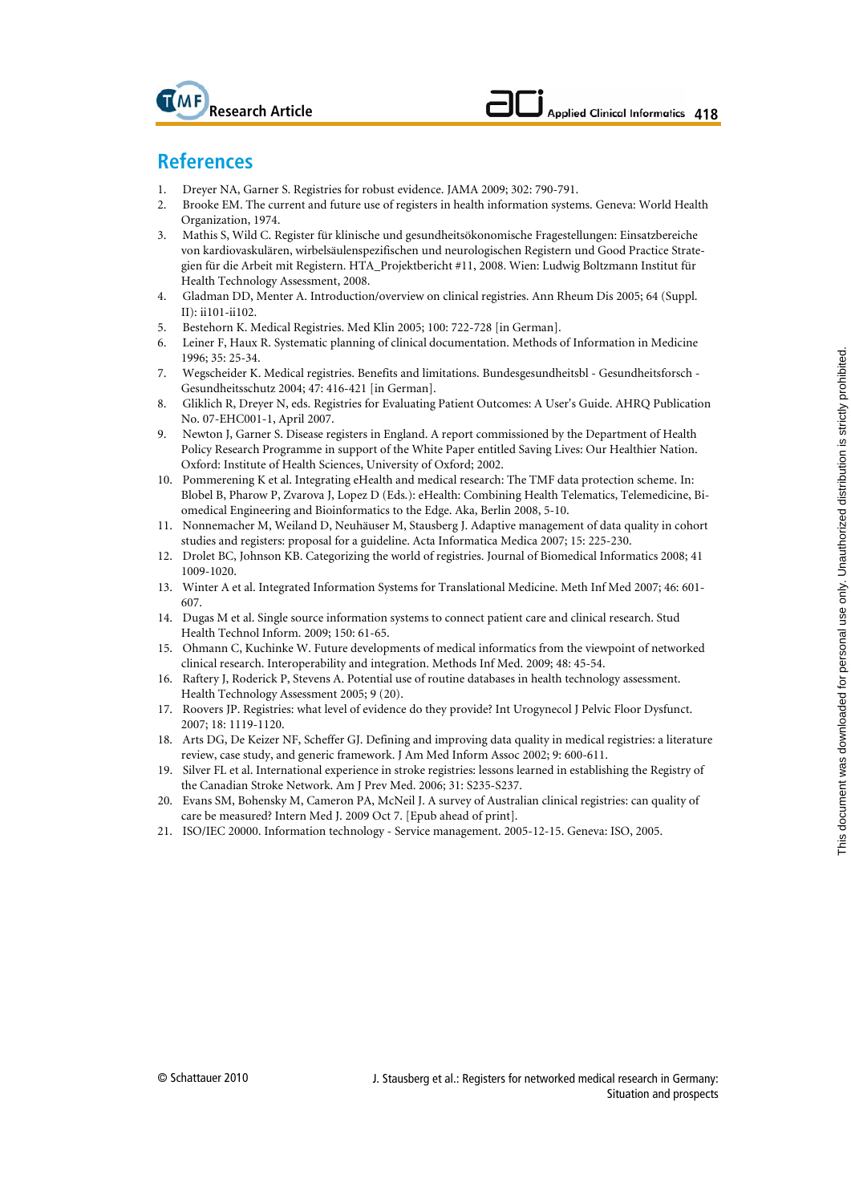## References

1. Dreyer NA, Garner S. Registries for robust evidence. JAMA 2009; 302: 790-791.
2. Brooke EM. The current and future use of registers in health information systems. Geneva: World Health Organization, 1974.
3. Mathis S, Wild C. Register für klinische und gesundheitsökonomische Fragestellungen: Einsatzbereiche von kardiovaskulären, wirbelsäulenspezifischen und neurologischen Registern und Good Practice Strategien für die Arbeit mit Registern. HTA_Projektbericht #11, 2008. Wien: Ludwig Boltzmann Institut für Health Technology Assessment, 2008.
4. Gladman DD, Menter A. Introduction/overview on clinical registries. Ann Rheum Dis 2005; 64 (Suppl. II): ii101-ii102.
5. Bestehorn K. Medical Registries. Med Klin 2005; 100: 722-728 [in German].
6. Leiner F, Haux R. Systematic planning of clinical documentation. Methods of Information in Medicine 1996; 35: 25-34.
7. Wegscheider K. Medical registries. Benefits and limitations. Bundesgesundheitsbl - Gesundheitsforsch - Gesundheitsschutz 2004; 47: 416-421 [in German].
8. Gliklich R, Dreyer N, eds. Registries for Evaluating Patient Outcomes: A User's Guide. AHRQ Publication No. 07-EHC001-1, April 2007.
9. Newton J, Garner S. Disease registers in England. A report commissioned by the Department of Health Policy Research Programme in support of the White Paper entitled Saving Lives: Our Healthier Nation. Oxford: Institute of Health Sciences, University of Oxford; 2002.
10. Pommerening K et al. Integrating eHealth and medical research: The TMF data protection scheme. In: Blobel B, Pharow P, Zvarova J, Lopez D (Eds.): eHealth: Combining Health Telematics, Telemedicine, Biomedical Engineering and Bioinformatics to the Edge. Aka, Berlin 2008, 5-10.
11. Nonnemacher M, Weiland D, Neuhäuser M, Stausberg J. Adaptive management of data quality in cohort studies and registers: proposal for a guideline. Acta Informatica Medica 2007; 15: 225-230.
12. Drolet BC, Johnson KB. Categorizing the world of registries. Journal of Biomedical Informatics 2008; 41 1009-1020.
13. Winter A et al. Integrated Information Systems for Translational Medicine. Meth Inf Med 2007; 46: 601-607.
14. Dugas M et al. Single source information systems to connect patient care and clinical research. Stud Health Technol Inform. 2009; 150: 61-65.
15. Ohmann C, Kuchinke W. Future developments of medical informatics from the viewpoint of networked clinical research. Interoperability and integration. Methods Inf Med. 2009; 48: 45-54.
16. Raftery J, Roderick P, Stevens A. Potential use of routine databases in health technology assessment. Health Technology Assessment 2005; 9 (20).
17. Roovers JP. Registries: what level of evidence do they provide? Int Urogynecol J Pelvic Floor Dysfunct. 2007; 18: 1119-1120.
18. Arts DG, De Keizer NF, Scheffer GJ. Defining and improving data quality in medical registries: a literature review, case study, and generic framework. J Am Med Inform Assoc 2002; 9: 600-611.
19. Silver FL et al. International experience in stroke registries: lessons learned in establishing the Registry of the Canadian Stroke Network. Am J Prev Med. 2006; 31: S235-S237.
20. Evans SM, Bohensky M, Cameron PA, McNeil J. A survey of Australian clinical registries: can quality of care be measured? Intern Med J. 2009 Oct 7. [Epub ahead of print].
21. ISO/IEC 20000. Information technology - Service management. 2005-12-15. Geneva: ISO, 2005.